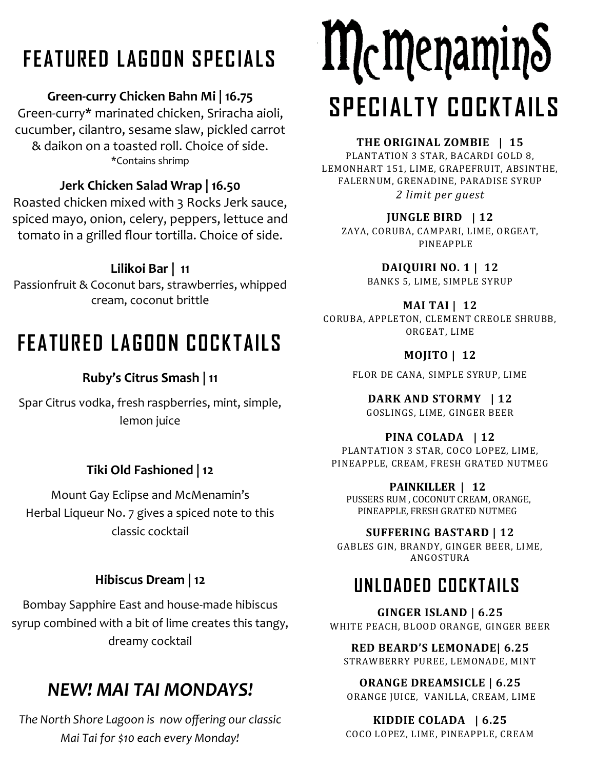## FEATURED LAGOON SPECIALS

**Green-curry Chicken Bahn Mi | 16.75**
Green-curry* marinated chicken, Sriracha aioli, cucumber, cilantro, sesame slaw, pickled carrot & daikon on a toasted roll. Choice of side.
*Contains shrimp

**Jerk Chicken Salad Wrap | 16.50**
Roasted chicken mixed with 3 Rocks Jerk sauce, spiced mayo, onion, celery, peppers, lettuce and tomato in a grilled flour tortilla. Choice of side.

**Lilikoi Bar | 11**
Passionfruit & Coconut bars, strawberries, whipped cream, coconut brittle

## FEATURED LAGOON COCKTAILS

**Ruby's Citrus Smash | 11**

Spar Citrus vodka, fresh raspberries, mint, simple, lemon juice

**Tiki Old Fashioned | 12**

Mount Gay Eclipse and McMenamin's Herbal Liqueur No. 7 gives a spiced note to this classic cocktail

**Hibiscus Dream | 12**

Bombay Sapphire East and house-made hibiscus syrup combined with a bit of lime creates this tangy, dreamy cocktail

### *NEW! MAI TAI MONDAYS!*

*The North Shore Lagoon is now offering our classic Mai Tai for $10 each every Monday!*

# McMenamins

## SPECIALTY COCKTAILS

**THE ORIGINAL ZOMBIE | 15**
PLANTATION 3 STAR, BACARDI GOLD 8, LEMONHART 151, LIME, GRAPEFRUIT, ABSINTHE, FALERNUM, GRENADINE, PARADISE SYRUP
*2 limit per guest*

**JUNGLE BIRD | 12**
ZAYA, CORUBA, CAMPARI, LIME, ORGEAT, PINEAPPLE

**DAIQUIRI NO. 1 | 12**
BANKS 5, LIME, SIMPLE SYRUP

**MAI TAI | 12**
CORUBA, APPLETON, CLEMENT CREOLE SHRUBB, ORGEAT, LIME

**MOJITO | 12**
FLOR DE CANA, SIMPLE SYRUP, LIME

**DARK AND STORMY | 12**
GOSLINGS, LIME, GINGER BEER

**PINA COLADA | 12**
PLANTATION 3 STAR, COCO LOPEZ, LIME, PINEAPPLE, CREAM, FRESH GRATED NUTMEG

**PAINKILLER | 12**
PUSSERS RUM , COCONUT CREAM, ORANGE, PINEAPPLE, FRESH GRATED NUTMEG

**SUFFERING BASTARD | 12**
GABLES GIN, BRANDY, GINGER BEER, LIME, ANGOSTURA

## UNLOADED COCKTAILS

**GINGER ISLAND | 6.25**
WHITE PEACH, BLOOD ORANGE, GINGER BEER

**RED BEARD'S LEMONADE| 6.25**
STRAWBERRY PUREE, LEMONADE, MINT

**ORANGE DREAMSICLE | 6.25**
ORANGE JUICE, VANILLA, CREAM, LIME

**KIDDIE COLADA | 6.25**
COCO LOPEZ, LIME, PINEAPPLE, CREAM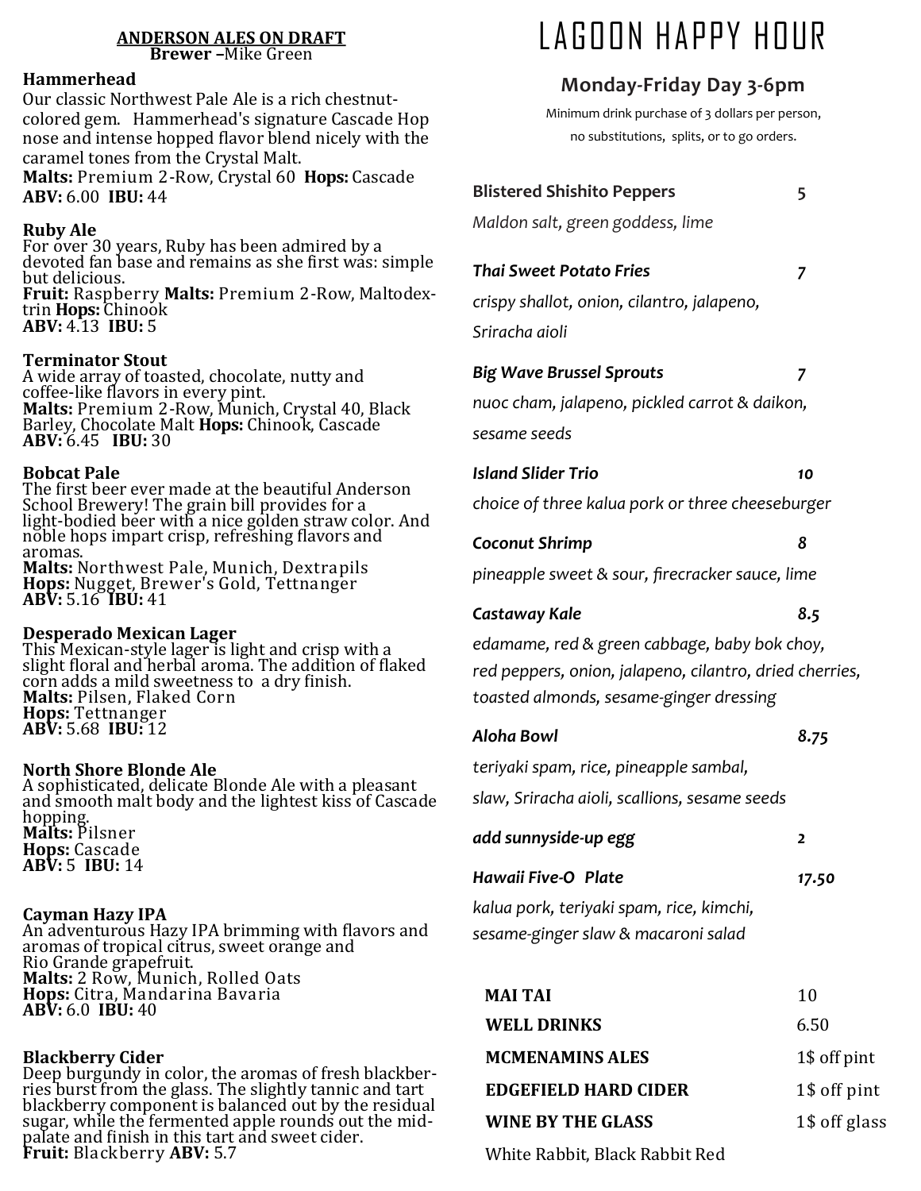## ANDERSON ALES ON DRAFT

**Brewer –**Mike Green

### Hammerhead

Our classic Northwest Pale Ale is a rich chestnut-colored gem. Hammerhead's signature Cascade Hop nose and intense hopped flavor blend nicely with the caramel tones from the Crystal Malt.
**Malts:** Premium 2-Row, Crystal 60 **Hops:** Cascade
**ABV:** 6.00 **IBU:** 44

### Ruby Ale

For over 30 years, Ruby has been admired by a devoted fan base and remains as she first was: simple but delicious.
**Fruit:** Raspberry **Malts:** Premium 2-Row, Maltodextrin **Hops:** Chinook
**ABV:** 4.13 **IBU:** 5

### Terminator Stout

A wide array of toasted, chocolate, nutty and coffee-like flavors in every pint.
**Malts:** Premium 2-Row, Munich, Crystal 40, Black Barley, Chocolate Malt **Hops:** Chinook, Cascade
**ABV:** 6.45 **IBU:** 30

### Bobcat Pale

The first beer ever made at the beautiful Anderson School Brewery! The grain bill provides for a light-bodied beer with a nice golden straw color. And noble hops impart crisp, refreshing flavors and aromas.
**Malts:** Northwest Pale, Munich, Dextrapils
**Hops:** Nugget, Brewer's Gold, Tettnanger
**ABV:** 5.16 **IBU:** 41

### Desperado Mexican Lager

This Mexican-style lager is light and crisp with a slight floral and herbal aroma. The addition of flaked corn adds a mild sweetness to a dry finish.
**Malts:** Pilsen, Flaked Corn
**Hops:** Tettnanger
**ABV:** 5.68 **IBU:** 12

### North Shore Blonde Ale

A sophisticated, delicate Blonde Ale with a pleasant and smooth malt body and the lightest kiss of Cascade hopping.
**Malts:** Pilsner
**Hops:** Cascade
**ABV:** 5 **IBU:** 14

### Cayman Hazy IPA

An adventurous Hazy IPA brimming with flavors and aromas of tropical citrus, sweet orange and Rio Grande grapefruit.
**Malts:** 2 Row, Munich, Rolled Oats
**Hops:** Citra, Mandarina Bavaria
**ABV:** 6.0 **IBU:** 40

### Blackberry Cider

Deep burgundy in color, the aromas of fresh blackberries burst from the glass. The slightly tannic and tart blackberry component is balanced out by the residual sugar, while the fermented apple rounds out the mid-palate and finish in this tart and sweet cider.
**Fruit:** Blackberry **ABV:** 5.7

# LAGOON HAPPY HOUR

## Monday-Friday Day 3-6pm

Minimum drink purchase of 3 dollars per person, no substitutions, splits, or to go orders.

**Blistered Shishito Peppers** 5
*Maldon salt, green goddess, lime*

***Thai Sweet Potato Fries*** 7
*crispy shallot, onion, cilantro, jalapeno, Sriracha aioli*

***Big Wave Brussel Sprouts*** 7
*nuoc cham, jalapeno, pickled carrot & daikon, sesame seeds*

***Island Slider Trio*** 10
*choice of three kalua pork or three cheeseburger*

***Coconut Shrimp*** 8
*pineapple sweet & sour, firecracker sauce, lime*

***Castaway Kale*** 8.5
*edamame, red & green cabbage, baby bok choy, red peppers, onion, jalapeno, cilantro, dried cherries, toasted almonds, sesame-ginger dressing*

***Aloha Bowl*** 8.75
*teriyaki spam, rice, pineapple sambal, slaw, Sriracha aioli, scallions, sesame seeds*

***add sunnyside-up egg*** 2

***Hawaii Five-O Plate*** 17.50
*kalua pork, teriyaki spam, rice, kimchi, sesame-ginger slaw & macaroni salad*

| | |
|---|---|
| **MAI TAI** | 10 |
| **WELL DRINKS** | 6.50 |
| **MCMENAMINS ALES** | 1$ off pint |
| **EDGEFIELD HARD CIDER** | 1$ off pint |
| **WINE BY THE GLASS** | 1$ off glass |

White Rabbit, Black Rabbit Red